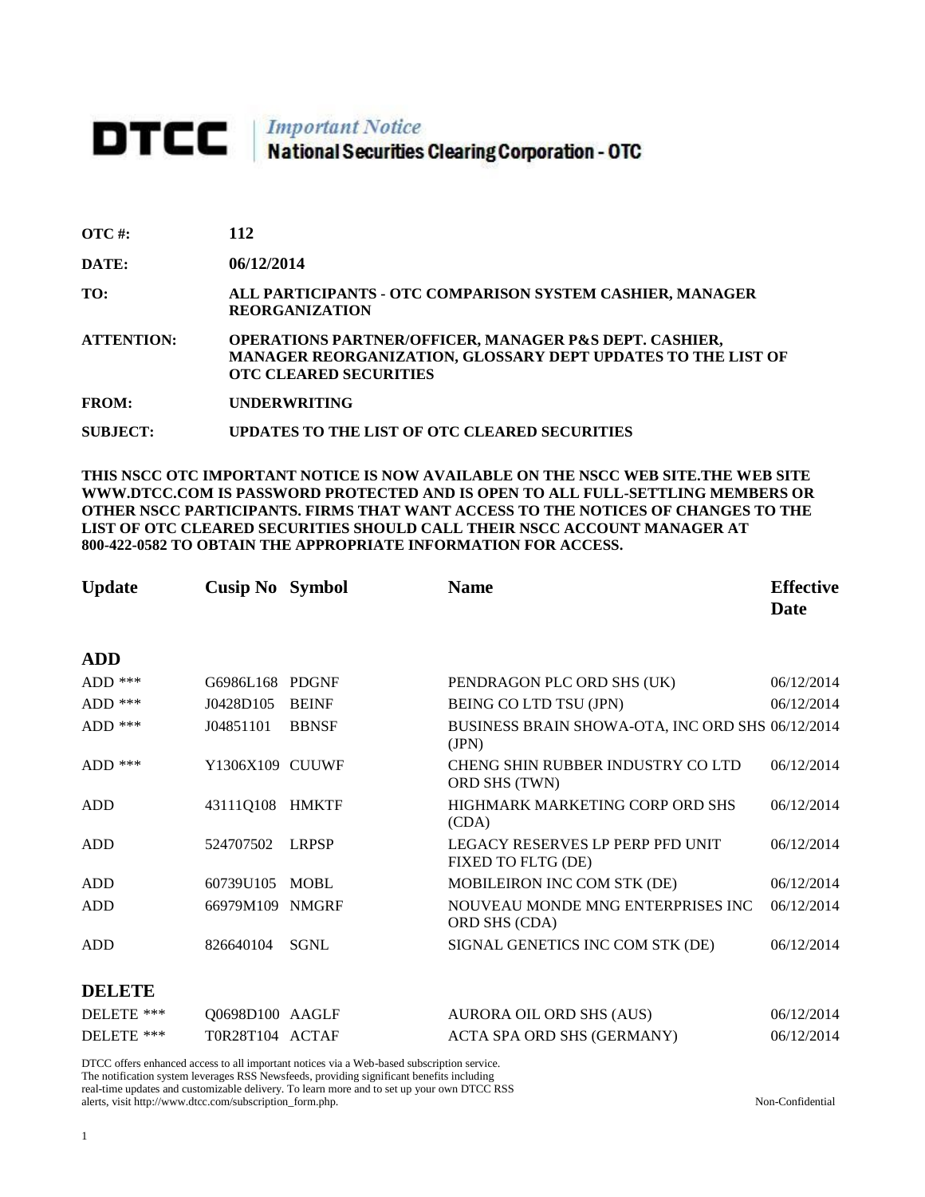# DTCC | *Important Notice* National Securities Clearing Corporation - OTC

**OTC #:** 112

**DATE:** 06/12/2014

**TO:** ALL PARTICIPANTS - OTC COMPARISON SYSTEM CASHIER, MANAGER REORGANIZATION

**ATTENTION:** OPERATIONS PARTNER/OFFICER, MANAGER P&S DEPT. CASHIER, MANAGER REORGANIZATION, GLOSSARY DEPT UPDATES TO THE LIST OF OTC CLEARED SECURITIES

**FROM:** UNDERWRITING

**SUBJECT:** UPDATES TO THE LIST OF OTC CLEARED SECURITIES

**THIS NSCC OTC IMPORTANT NOTICE IS NOW AVAILABLE ON THE NSCC WEB SITE.THE WEB SITE WWW.DTCC.COM IS PASSWORD PROTECTED AND IS OPEN TO ALL FULL-SETTLING MEMBERS OR OTHER NSCC PARTICIPANTS. FIRMS THAT WANT ACCESS TO THE NOTICES OF CHANGES TO THE LIST OF OTC CLEARED SECURITIES SHOULD CALL THEIR NSCC ACCOUNT MANAGER AT 800-422-0582 TO OBTAIN THE APPROPRIATE INFORMATION FOR ACCESS.**

| Update | Cusip No | Symbol | Name | Effective Date |
|---|---|---|---|---|
| **ADD** | | | | |
| ADD *** | G6986L168 | PDGNF | PENDRAGON PLC ORD SHS (UK) | 06/12/2014 |
| ADD *** | J0428D105 | BEINF | BEING CO LTD TSU (JPN) | 06/12/2014 |
| ADD *** | J04851101 | BBNSF | BUSINESS BRAIN SHOWA-OTA, INC ORD SHS (JPN) | 06/12/2014 |
| ADD *** | Y1306X109 | CUUWF | CHENG SHIN RUBBER INDUSTRY CO LTD ORD SHS (TWN) | 06/12/2014 |
| ADD | 43111Q108 | HMKTF | HIGHMARK MARKETING CORP ORD SHS (CDA) | 06/12/2014 |
| ADD | 524707502 | LRPSP | LEGACY RESERVES LP PERP PFD UNIT FIXED TO FLTG (DE) | 06/12/2014 |
| ADD | 60739U105 | MOBL | MOBILEIRON INC COM STK (DE) | 06/12/2014 |
| ADD | 66979M109 | NMGRF | NOUVEAU MONDE MNG ENTERPRISES INC ORD SHS (CDA) | 06/12/2014 |
| ADD | 826640104 | SGNL | SIGNAL GENETICS INC COM STK (DE) | 06/12/2014 |
| **DELETE** | | | | |
| DELETE *** | Q0698D100 | AAGLF | AURORA OIL ORD SHS (AUS) | 06/12/2014 |
| DELETE *** | T0R28T104 | ACTAF | ACTA SPA ORD SHS (GERMANY) | 06/12/2014 |

DTCC offers enhanced access to all important notices via a Web-based subscription service. The notification system leverages RSS Newsfeeds, providing significant benefits including real-time updates and customizable delivery. To learn more and to set up your own DTCC RSS alerts, visit http://www.dtcc.com/subscription_form.php.

Non-Confidential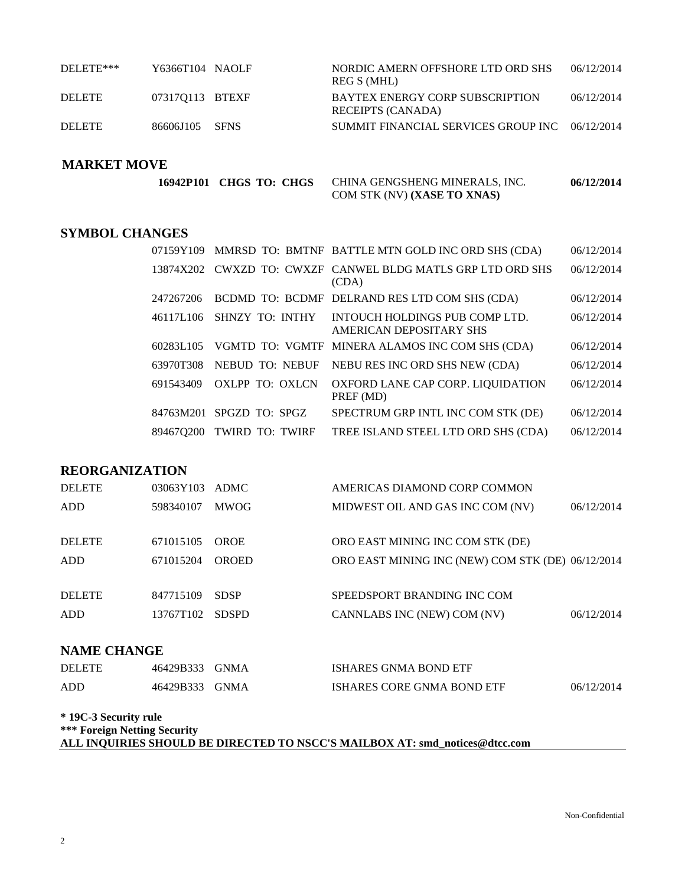| | | | | |
|---|---|---|---|---|
| DELETE*** | Y6366T104 | NAOLF | NORDIC AMERN OFFSHORE LTD ORD SHS REG S (MHL) | 06/12/2014 |
| DELETE | 07317Q113 | BTEXF | BAYTEX ENERGY CORP SUBSCRIPTION RECEIPTS (CANADA) | 06/12/2014 |
| DELETE | 86606J105 | SFNS | SUMMIT FINANCIAL SERVICES GROUP INC | 06/12/2014 |

## MARKET MOVE

| | | | |
|---|---|---|---|
| **16942P101** | **CHGS TO: CHGS** | CHINA GENGSHENG MINERALS, INC. COM STK (NV) **(XASE TO XNAS)** | **06/12/2014** |

## SYMBOL CHANGES

| | | | |
|---|---|---|---|
| 07159Y109 | MMRSD TO: BMTNF | BATTLE MTN GOLD INC ORD SHS (CDA) | 06/12/2014 |
| 13874X202 | CWXZD TO: CWXZF | CANWEL BLDG MATLS GRP LTD ORD SHS (CDA) | 06/12/2014 |
| 247267206 | BCDMD TO: BCDMF | DELRAND RES LTD COM SHS (CDA) | 06/12/2014 |
| 46117L106 | SHNZY TO: INTHY | INTOUCH HOLDINGS PUB COMP LTD. AMERICAN DEPOSITARY SHS | 06/12/2014 |
| 60283L105 | VGMTD TO: VGMTF | MINERA ALAMOS INC COM SHS (CDA) | 06/12/2014 |
| 63970T308 | NEBUD TO: NEBUF | NEBU RES INC ORD SHS NEW (CDA) | 06/12/2014 |
| 691543409 | OXLPP TO: OXLCN | OXFORD LANE CAP CORP. LIQUIDATION PREF (MD) | 06/12/2014 |
| 84763M201 | SPGZD TO: SPGZ | SPECTRUM GRP INTL INC COM STK (DE) | 06/12/2014 |
| 89467Q200 | TWIRD TO: TWIRF | TREE ISLAND STEEL LTD ORD SHS (CDA) | 06/12/2014 |

## REORGANIZATION

| | | | | |
|---|---|---|---|---|
| DELETE | 03063Y103 | ADMC | AMERICAS DIAMOND CORP COMMON | |
| ADD | 598340107 | MWOG | MIDWEST OIL AND GAS INC COM (NV) | 06/12/2014 |
| DELETE | 671015105 | OROE | ORO EAST MINING INC COM STK (DE) | |
| ADD | 671015204 | OROED | ORO EAST MINING INC (NEW) COM STK (DE) | 06/12/2014 |
| DELETE | 847715109 | SDSP | SPEEDSPORT BRANDING INC COM | |
| ADD | 13767T102 | SDSPD | CANNLABS INC (NEW) COM (NV) | 06/12/2014 |

## NAME CHANGE

| | | | | |
|---|---|---|---|---|
| DELETE | 46429B333 | GNMA | ISHARES GNMA BOND ETF | |
| ADD | 46429B333 | GNMA | ISHARES CORE GNMA BOND ETF | 06/12/2014 |

**\* 19C-3 Security rule**
**\*\*\* Foreign Netting Security**
**ALL INQUIRIES SHOULD BE DIRECTED TO NSCC'S MAILBOX AT: smd_notices@dtcc.com**

Non-Confidential